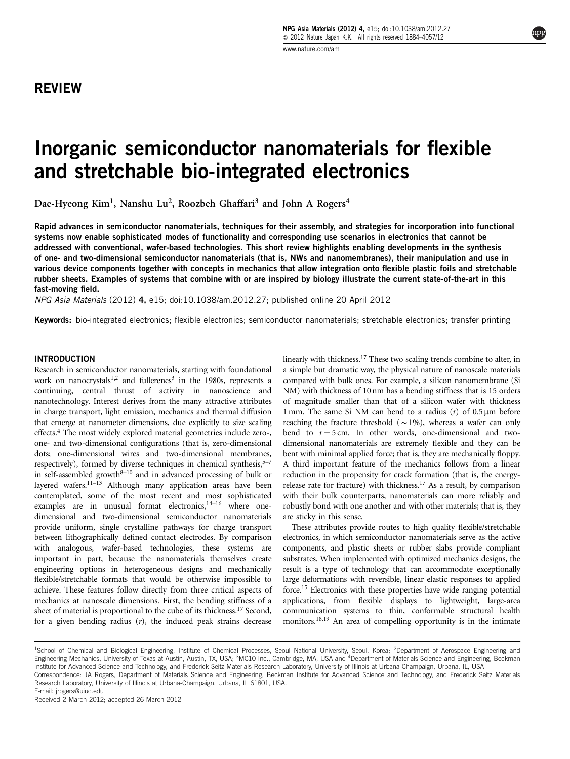## REVIEW

# Inorganic semiconductor nanomaterials for flexible and stretchable bio-integrated electronics

Dae-Hyeong Kim[1], Nanshu Lu[2], Roozbeh Ghaffari[3] and John A Rogers[4]

**Rapid advances in semiconductor nanomaterials, techniques for their assembly, and strategies for incorporation into functional systems now enable sophisticated modes of functionality and corresponding use scenarios in electronics that cannot be addressed with conventional, wafer-based technologies. This short review highlights enabling developments in the synthesis of one- and two-dimensional semiconductor nanomaterials (that is, NWs and nanomembranes), their manipulation and use in various device components together with concepts in mechanics that allow integration onto flexible plastic foils and stretchable rubber sheets. Examples of systems that combine with or are inspired by biology illustrate the current state-of-the-art in this fast-moving field.**

*NPG Asia Materials* (2012) **4,** e15; doi:10.1038/am.2012.27; published online 20 April 2012

**Keywords:** bio-integrated electronics; flexible electronics; semiconductor nanomaterials; stretchable electronics; transfer printing

## INTRODUCTION

Research in semiconductor nanomaterials, starting with foundational work on nanocrystals[1,2] and fullerenes[3] in the 1980s, represents a continuing, central thrust of activity in nanoscience and nanotechnology. Interest derives from the many attractive attributes in charge transport, light emission, mechanics and thermal diffusion that emerge at nanometer dimensions, due explicitly to size scaling effects.[4] The most widely explored material geometries include zero-, one- and two-dimensional configurations (that is, zero-dimensional dots; one-dimensional wires and two-dimensional membranes, respectively), formed by diverse techniques in chemical synthesis,[5–7] in self-assembled growth[8–10] and in advanced processing of bulk or layered wafers.[11–13] Although many application areas have been contemplated, some of the most recent and most sophisticated examples are in unusual format electronics,[14–16] where one-dimensional and two-dimensional semiconductor nanomaterials provide uniform, single crystalline pathways for charge transport between lithographically defined contact electrodes. By comparison with analogous, wafer-based technologies, these systems are important in part, because the nanomaterials themselves create engineering options in heterogeneous designs and mechanically flexible/stretchable formats that would be otherwise impossible to achieve. These features follow directly from three critical aspects of mechanics at nanoscale dimensions. First, the bending stiffness of a sheet of material is proportional to the cube of its thickness.[17] Second, for a given bending radius ($r$), the induced peak strains decrease linearly with thickness.[17] These two scaling trends combine to alter, in a simple but dramatic way, the physical nature of nanoscale materials compared with bulk ones. For example, a silicon nanomembrane (Si NM) with thickness of 10 nm has a bending stiffness that is 15 orders of magnitude smaller than that of a silicon wafer with thickness 1 mm. The same Si NM can bend to a radius ($r$) of 0.5 μm before reaching the fracture threshold (~1%), whereas a wafer can only bend to $r = 5$ cm. In other words, one-dimensional and two-dimensional nanomaterials are extremely flexible and they can be bent with minimal applied force; that is, they are mechanically floppy. A third important feature of the mechanics follows from a linear reduction in the propensity for crack formation (that is, the energy-release rate for fracture) with thickness.[17] As a result, by comparison with their bulk counterparts, nanomaterials can more reliably and robustly bond with one another and with other materials; that is, they are sticky in this sense.

These attributes provide routes to high quality flexible/stretchable electronics, in which semiconductor nanomaterials serve as the active components, and plastic sheets or rubber slabs provide compliant substrates. When implemented with optimized mechanics designs, the result is a type of technology that can accommodate exceptionally large deformations with reversible, linear elastic responses to applied force.[15] Electronics with these properties have wide ranging potential applications, from flexible displays to lightweight, large-area communication systems to thin, conformable structural health monitors.[18,19] An area of compelling opportunity is in the intimate

---

[1]School of Chemical and Biological Engineering, Institute of Chemical Processes, Seoul National University, Seoul, Korea; [2]Department of Aerospace Engineering and Engineering Mechanics, University of Texas at Austin, Austin, TX, USA; [3]MC10 Inc., Cambridge, MA, USA and [4]Department of Materials Science and Engineering, Beckman Institute for Advanced Science and Technology, and Frederick Seitz Materials Research Laboratory, University of Illinois at Urbana-Champaign, Urbana, IL, USA

Correspondence: JA Rogers, Department of Materials Science and Engineering, Beckman Institute for Advanced Science and Technology, and Frederick Seitz Materials Research Laboratory, University of Illinois at Urbana-Champaign, Urbana, IL 61801, USA.

E-mail: jrogers@uiuc.edu

Received 2 March 2012; accepted 26 March 2012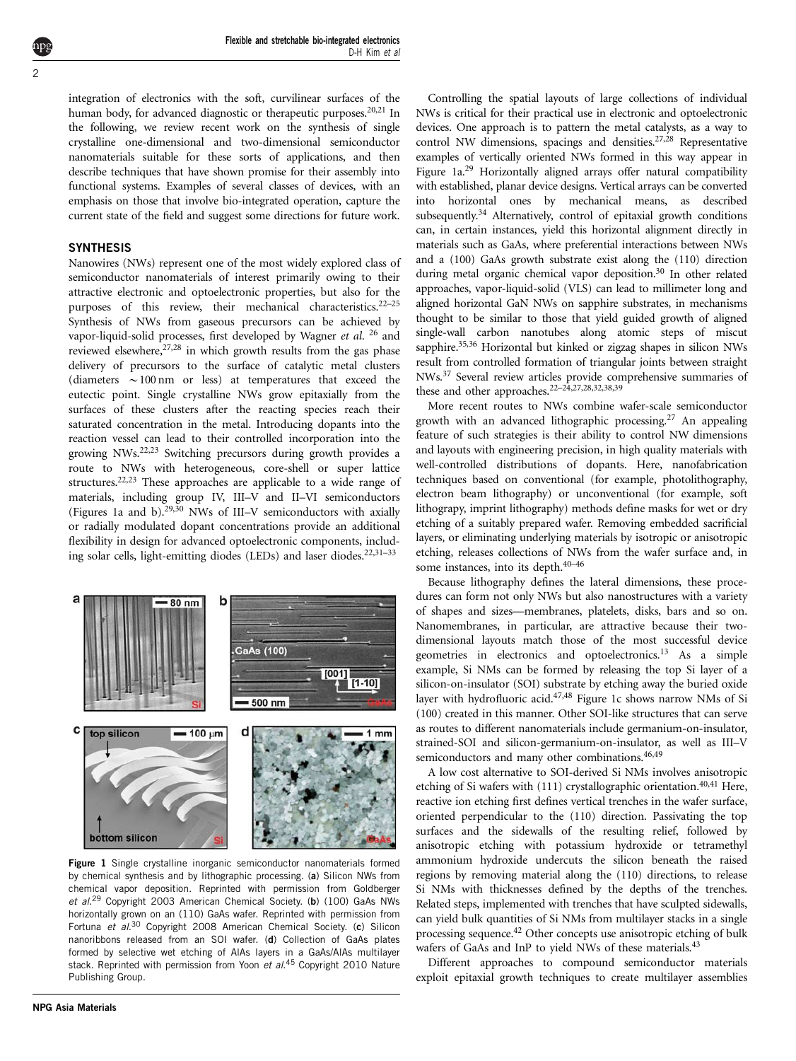integration of electronics with the soft, curvilinear surfaces of the human body, for advanced diagnostic or therapeutic purposes.[20,21] In the following, we review recent work on the synthesis of single crystalline one-dimensional and two-dimensional semiconductor nanomaterials suitable for these sorts of applications, and then describe techniques that have shown promise for their assembly into functional systems. Examples of several classes of devices, with an emphasis on those that involve bio-integrated operation, capture the current state of the field and suggest some directions for future work.

## SYNTHESIS

Nanowires (NWs) represent one of the most widely explored class of semiconductor nanomaterials of interest primarily owing to their attractive electronic and optoelectronic properties, but also for the purposes of this review, their mechanical characteristics.[22–25] Synthesis of NWs from gaseous precursors can be achieved by vapor-liquid-solid processes, first developed by Wagner *et al.* [26] and reviewed elsewhere,[27,28] in which growth results from the gas phase delivery of precursors to the surface of catalytic metal clusters (diameters ~100 nm or less) at temperatures that exceed the eutectic point. Single crystalline NWs grow epitaxially from the surfaces of these clusters after the reacting species reach their saturated concentration in the metal. Introducing dopants into the reaction vessel can lead to their controlled incorporation into the growing NWs.[22,23] Switching precursors during growth provides a route to NWs with heterogeneous, core-shell or super lattice structures.[22,23] These approaches are applicable to a wide range of materials, including group IV, III–V and II–VI semiconductors (Figures 1a and b).[29,30] NWs of III–V semiconductors with axially or radially modulated dopant concentrations provide an additional flexibility in design for advanced optoelectronic components, including solar cells, light-emitting diodes (LEDs) and laser diodes.[22,31–33]

**Figure 1** Single crystalline inorganic semiconductor nanomaterials formed by chemical synthesis and by lithographic processing. (**a**) Silicon NWs from chemical vapor deposition. Reprinted with permission from Goldberger *et al.*[29] Copyright 2003 American Chemical Society. (**b**) (100) GaAs NWs horizontally grown on an (110) GaAs wafer. Reprinted with permission from Fortuna *et al.*[30] Copyright 2008 American Chemical Society. (**c**) Silicon nanoribbons released from an SOI wafer. (**d**) Collection of GaAs plates formed by selective wet etching of AlAs layers in a GaAs/AlAs multilayer stack. Reprinted with permission from Yoon *et al.*[45] Copyright 2010 Nature Publishing Group.

Controlling the spatial layouts of large collections of individual NWs is critical for their practical use in electronic and optoelectronic devices. One approach is to pattern the metal catalysts, as a way to control NW dimensions, spacings and densities.[27,28] Representative examples of vertically oriented NWs formed in this way appear in Figure 1a.[29] Horizontally aligned arrays offer natural compatibility with established, planar device designs. Vertical arrays can be converted into horizontal ones by mechanical means, as described subsequently.[34] Alternatively, control of epitaxial growth conditions can, in certain instances, yield this horizontal alignment directly in materials such as GaAs, where preferential interactions between NWs and a (100) GaAs growth substrate exist along the (110) direction during metal organic chemical vapor deposition.[30] In other related approaches, vapor-liquid-solid (VLS) can lead to millimeter long and aligned horizontal GaN NWs on sapphire substrates, in mechanisms thought to be similar to those that yield guided growth of aligned single-wall carbon nanotubes along atomic steps of miscut sapphire.[35,36] Horizontal but kinked or zigzag shapes in silicon NWs result from controlled formation of triangular joints between straight NWs.[37] Several review articles provide comprehensive summaries of these and other approaches.[22–24,27,28,32,38,39]

More recent routes to NWs combine wafer-scale semiconductor growth with an advanced lithographic processing.[27] An appealing feature of such strategies is their ability to control NW dimensions and layouts with engineering precision, in high quality materials with well-controlled distributions of dopants. Here, nanofabrication techniques based on conventional (for example, photolithography, electron beam lithography) or unconventional (for example, soft lithograpy, imprint lithography) methods define masks for wet or dry etching of a suitably prepared wafer. Removing embedded sacrificial layers, or eliminating underlying materials by isotropic or anisotropic etching, releases collections of NWs from the wafer surface and, in some instances, into its depth.[40–46]

Because lithography defines the lateral dimensions, these procedures can form not only NWs but also nanostructures with a variety of shapes and sizes—membranes, platelets, disks, bars and so on. Nanomembranes, in particular, are attractive because their two-dimensional layouts match those of the most successful device geometries in electronics and optoelectronics.[13] As a simple example, Si NMs can be formed by releasing the top Si layer of a silicon-on-insulator (SOI) substrate by etching away the buried oxide layer with hydrofluoric acid.[47,48] Figure 1c shows narrow NMs of Si (100) created in this manner. Other SOI-like structures that can serve as routes to different nanomaterials include germanium-on-insulator, strained-SOI and silicon-germanium-on-insulator, as well as III–V semiconductors and many other combinations.[46,49]

A low cost alternative to SOI-derived Si NMs involves anisotropic etching of Si wafers with (111) crystallographic orientation.[40,41] Here, reactive ion etching first defines vertical trenches in the wafer surface, oriented perpendicular to the (110) direction. Passivating the top surfaces and the sidewalls of the resulting relief, followed by anisotropic etching with potassium hydroxide or tetramethyl ammonium hydroxide undercuts the silicon beneath the raised regions by removing material along the (110) directions, to release Si NMs with thicknesses defined by the depths of the trenches. Related steps, implemented with trenches that have sculpted sidewalls, can yield bulk quantities of Si NMs from multilayer stacks in a single processing sequence.[42] Other concepts use anisotropic etching of bulk wafers of GaAs and InP to yield NWs of these materials.[43]

Different approaches to compound semiconductor materials exploit epitaxial growth techniques to create multilayer assemblies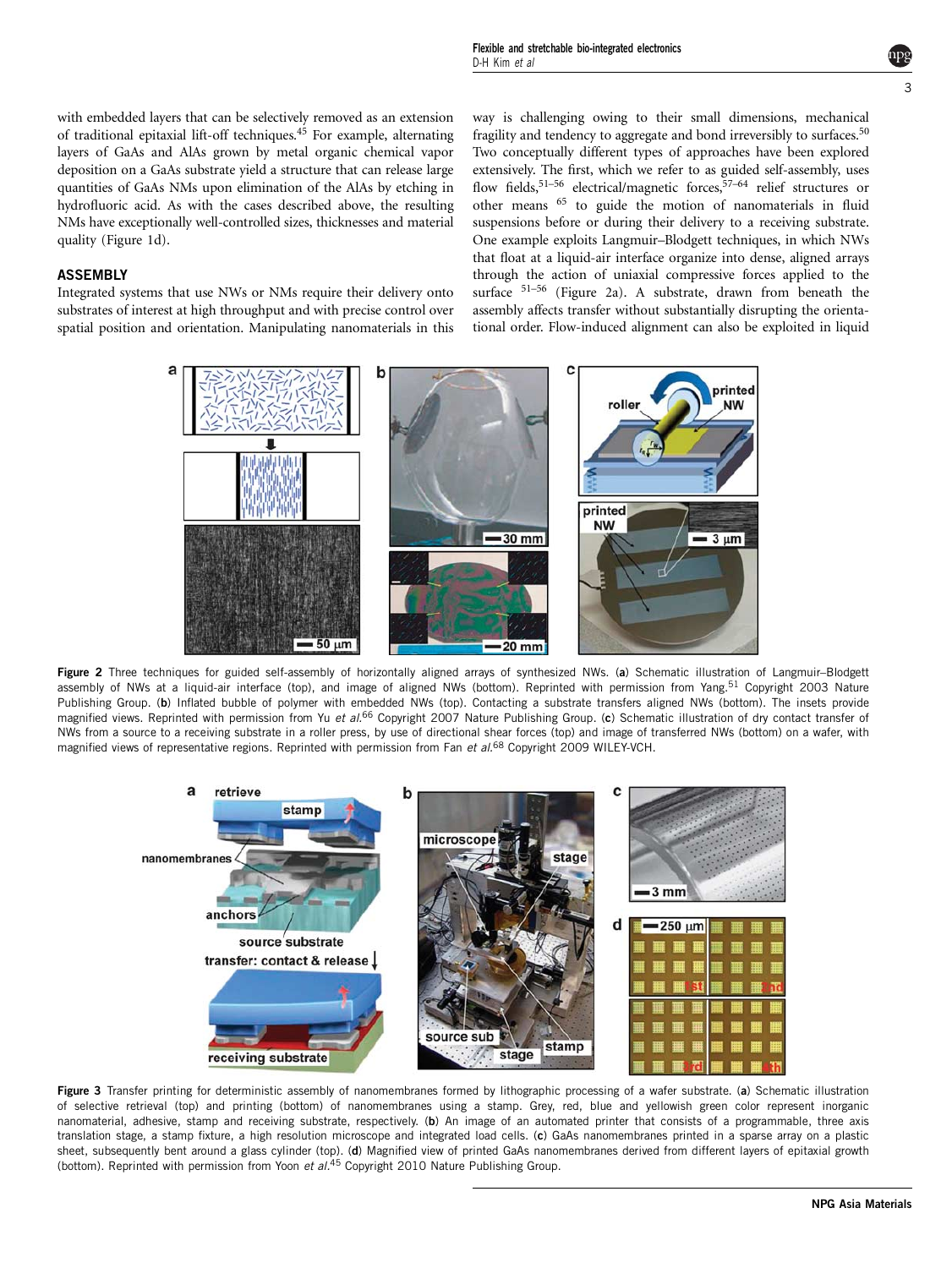with embedded layers that can be selectively removed as an extension of traditional epitaxial lift-off techniques.[45] For example, alternating layers of GaAs and AlAs grown by metal organic chemical vapor deposition on a GaAs substrate yield a structure that can release large quantities of GaAs NMs upon elimination of the AlAs by etching in hydrofluoric acid. As with the cases described above, the resulting NMs have exceptionally well-controlled sizes, thicknesses and material quality (Figure 1d).

## ASSEMBLY

Integrated systems that use NWs or NMs require their delivery onto substrates of interest at high throughput and with precise control over spatial position and orientation. Manipulating nanomaterials in this way is challenging owing to their small dimensions, mechanical fragility and tendency to aggregate and bond irreversibly to surfaces.[50] Two conceptually different types of approaches have been explored extensively. The first, which we refer to as guided self-assembly, uses flow fields,[51–56] electrical/magnetic forces,[57–64] relief structures or other means [65] to guide the motion of nanomaterials in fluid suspensions before or during their delivery to a receiving substrate. One example exploits Langmuir–Blodgett techniques, in which NWs that float at a liquid-air interface organize into dense, aligned arrays through the action of uniaxial compressive forces applied to the surface [51–56] (Figure 2a). A substrate, drawn from beneath the assembly affects transfer without substantially disrupting the orientational order. Flow-induced alignment can also be exploited in liquid

**Figure 2** Three techniques for guided self-assembly of horizontally aligned arrays of synthesized NWs. (**a**) Schematic illustration of Langmuir–Blodgett assembly of NWs at a liquid-air interface (top), and image of aligned NWs (bottom). Reprinted with permission from Yang.[51] Copyright 2003 Nature Publishing Group. (**b**) Inflated bubble of polymer with embedded NWs (top). Contacting a substrate transfers aligned NWs (bottom). The insets provide magnified views. Reprinted with permission from Yu *et al.*[66] Copyright 2007 Nature Publishing Group. (**c**) Schematic illustration of dry contact transfer of NWs from a source to a receiving substrate in a roller press, by use of directional shear forces (top) and image of transferred NWs (bottom) on a wafer, with magnified views of representative regions. Reprinted with permission from Fan *et al.*[68] Copyright 2009 WILEY-VCH.

**Figure 3** Transfer printing for deterministic assembly of nanomembranes formed by lithographic processing of a wafer substrate. (**a**) Schematic illustration of selective retrieval (top) and printing (bottom) of nanomembranes using a stamp. Grey, red, blue and yellowish green color represent inorganic nanomaterial, adhesive, stamp and receiving substrate, respectively. (**b**) An image of an automated printer that consists of a programmable, three axis translation stage, a stamp fixture, a high resolution microscope and integrated load cells. (**c**) GaAs nanomembranes printed in a sparse array on a plastic sheet, subsequently bent around a glass cylinder (top). (**d**) Magnified view of printed GaAs nanomembranes derived from different layers of epitaxial growth (bottom). Reprinted with permission from Yoon *et al.*[45] Copyright 2010 Nature Publishing Group.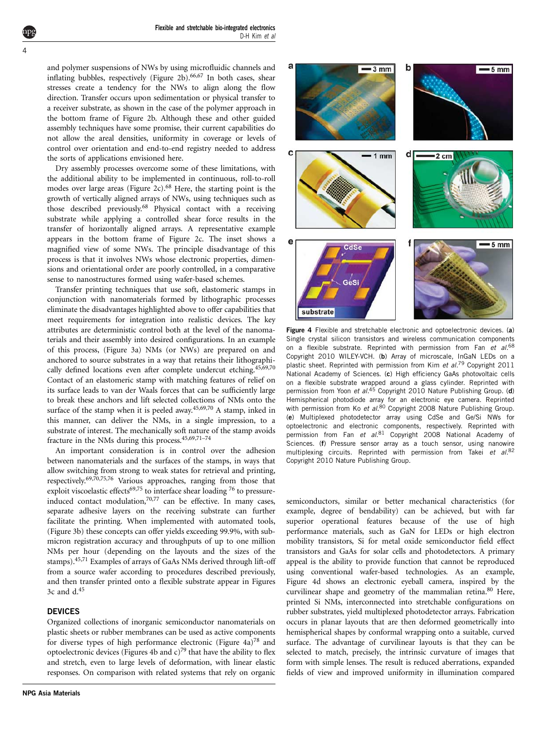and polymer suspensions of NWs by using microfluidic channels and inflating bubbles, respectively (Figure 2b).[66,67] In both cases, shear stresses create a tendency for the NWs to align along the flow direction. Transfer occurs upon sedimentation or physical transfer to a receiver substrate, as shown in the case of the polymer approach in the bottom frame of Figure 2b. Although these and other guided assembly techniques have some promise, their current capabilities do not allow the areal densities, uniformity in coverage or levels of control over orientation and end-to-end registry needed to address the sorts of applications envisioned here.

Dry assembly processes overcome some of these limitations, with the additional ability to be implemented in continuous, roll-to-roll modes over large areas (Figure 2c).[68] Here, the starting point is the growth of vertically aligned arrays of NWs, using techniques such as those described previously.[68] Physical contact with a receiving substrate while applying a controlled shear force results in the transfer of horizontally aligned arrays. A representative example appears in the bottom frame of Figure 2c. The inset shows a magnified view of some NWs. The principle disadvantage of this process is that it involves NWs whose electronic properties, dimensions and orientational order are poorly controlled, in a comparative sense to nanostructures formed using wafer-based schemes.

Transfer printing techniques that use soft, elastomeric stamps in conjunction with nanomaterials formed by lithographic processes eliminate the disadvantages highlighted above to offer capabilities that meet requirements for integration into realistic devices. The key attributes are deterministic control both at the level of the nanomaterials and their assembly into desired configurations. In an example of this process, (Figure 3a) NMs (or NWs) are prepared on and anchored to source substrates in a way that retains their lithographically defined locations even after complete undercut etching.[45,69,70] Contact of an elastomeric stamp with matching features of relief on its surface leads to van der Waals forces that can be sufficiently large to break these anchors and lift selected collections of NMs onto the surface of the stamp when it is peeled away.[45,69,70] A stamp, inked in this manner, can deliver the NMs, in a single impression, to a substrate of interest. The mechanically soft nature of the stamp avoids fracture in the NMs during this process.[45,69,71–74]

An important consideration is in control over the adhesion between nanomaterials and the surfaces of the stamps, in ways that allow switching from strong to weak states for retrieval and printing, respectively.[69,70,75,76] Various approaches, ranging from those that exploit viscoelastic effects[69,75] to interface shear loading[76] to pressure-induced contact modulation,[70,77] can be effective. In many cases, separate adhesive layers on the receiving substrate can further facilitate the printing. When implemented with automated tools, (Figure 3b) these concepts can offer yields exceeding 99.9%, with sub-micron registration accuracy and throughputs of up to one million NMs per hour (depending on the layouts and the sizes of the stamps).[45,71] Examples of arrays of GaAs NMs derived through lift-off from a source wafer according to procedures described previously, and then transfer printed onto a flexible substrate appear in Figures 3c and d.[45]

## DEVICES

Organized collections of inorganic semiconductor nanomaterials on plastic sheets or rubber membranes can be used as active components for diverse types of high performance electronic (Figure 4a)[78] and optoelectronic devices (Figures 4b and c)[79] that have the ability to flex and stretch, even to large levels of deformation, with linear elastic responses. On comparison with related systems that rely on organic semiconductors, similar or better mechanical characteristics (for example, degree of bendability) can be achieved, but with far superior operational features because of the use of high performance materials, such as GaN for LEDs or high electron mobility transistors, Si for metal oxide semiconductor field effect transistors and GaAs for solar cells and photodetectors. A primary appeal is the ability to provide function that cannot be reproduced using conventional wafer-based technologies. As an example, Figure 4d shows an electronic eyeball camera, inspired by the curvilinear shape and geometry of the mammalian retina.[80] Here, printed Si NMs, interconnected into stretchable configurations on rubber substrates, yield multiplexed photodetector arrays. Fabrication occurs in planar layouts that are then deformed geometrically into hemispherical shapes by conformal wrapping onto a suitable, curved surface. The advantage of curvilinear layouts is that they can be selected to match, precisely, the intrinsic curvature of images that form with simple lenses. The result is reduced aberrations, expanded fields of view and improved uniformity in illumination compared

**Figure 4** Flexible and stretchable electronic and optoelectronic devices. (**a**) Single crystal silicon transistors and wireless communication components on a flexible substrate. Reprinted with permission from Fan *et al.*[68] Copyright 2010 WILEY-VCH. (**b**) Array of microscale, InGaN LEDs on a plastic sheet. Reprinted with permission from Kim *et al.*[79] Copyright 2011 National Academy of Sciences. (**c**) High efficiency GaAs photovoltaic cells on a flexible substrate wrapped around a glass cylinder. Reprinted with permission from Yoon *et al.*[45] Copyright 2010 Nature Publishing Group. (**d**) Hemispherical photodiode array for an electronic eye camera. Reprinted with permission from Ko *et al.*[80] Copyright 2008 Nature Publishing Group. (**e**) Multiplexed photodetector array using CdSe and Ge/Si NWs for optoelectronic and electronic components, respectively. Reprinted with permission from Fan *et al.*[81] Copyright 2008 National Academy of Sciences. (**f**) Pressure sensor array as a touch sensor, using nanowire multiplexing circuits. Reprinted with permission from Takei *et al.*[82] Copyright 2010 Nature Publishing Group.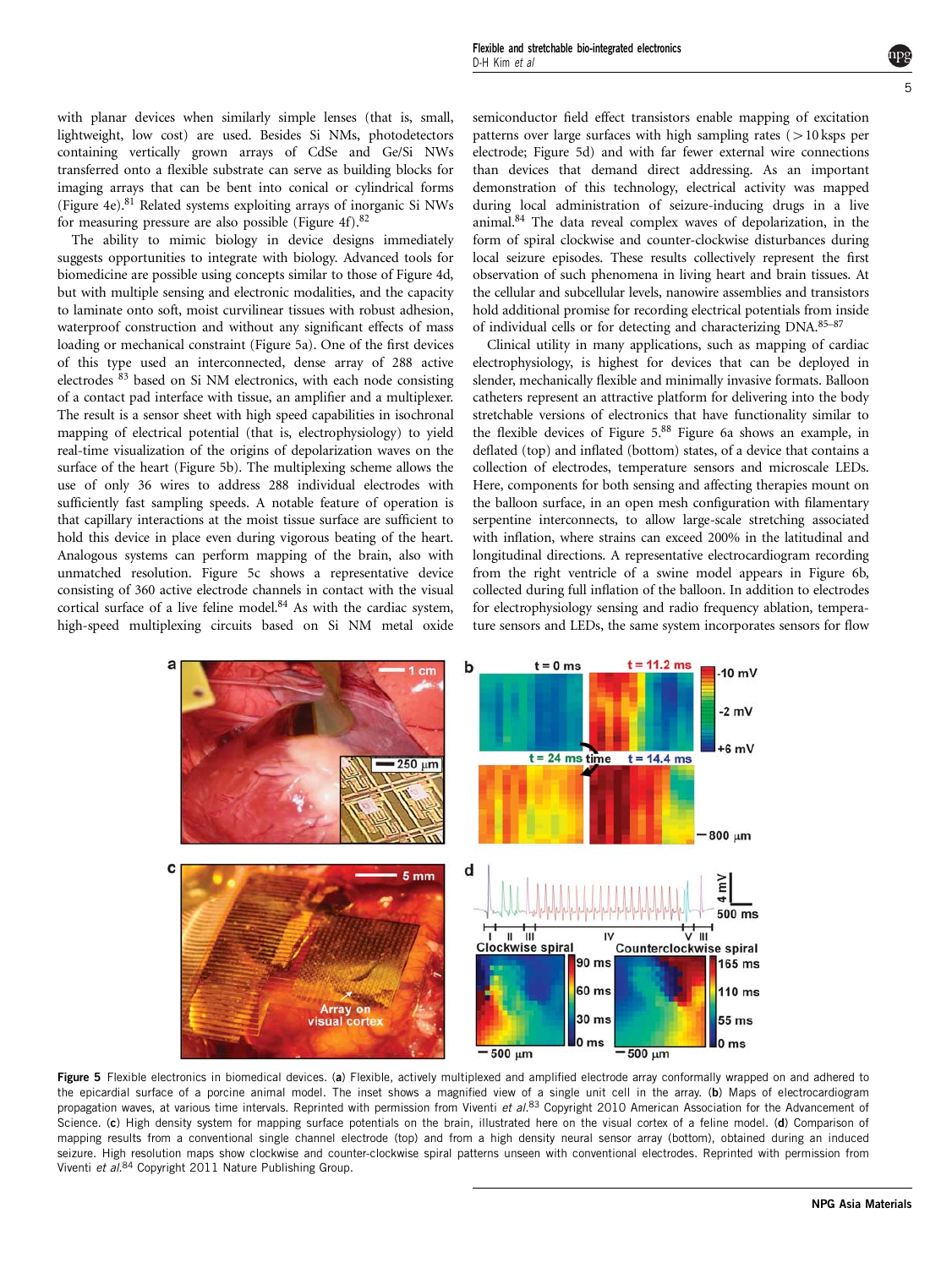with planar devices when similarly simple lenses (that is, small, lightweight, low cost) are used. Besides Si NMs, photodetectors containing vertically grown arrays of CdSe and Ge/Si NWs transferred onto a flexible substrate can serve as building blocks for imaging arrays that can be bent into conical or cylindrical forms (Figure 4e).[81] Related systems exploiting arrays of inorganic Si NWs for measuring pressure are also possible (Figure 4f).[82]

The ability to mimic biology in device designs immediately suggests opportunities to integrate with biology. Advanced tools for biomedicine are possible using concepts similar to those of Figure 4d, but with multiple sensing and electronic modalities, and the capacity to laminate onto soft, moist curvilinear tissues with robust adhesion, waterproof construction and without any significant effects of mass loading or mechanical constraint (Figure 5a). One of the first devices of this type used an interconnected, dense array of 288 active electrodes [83] based on Si NM electronics, with each node consisting of a contact pad interface with tissue, an amplifier and a multiplexer. The result is a sensor sheet with high speed capabilities in isochronal mapping of electrical potential (that is, electrophysiology) to yield real-time visualization of the origins of depolarization waves on the surface of the heart (Figure 5b). The multiplexing scheme allows the use of only 36 wires to address 288 individual electrodes with sufficiently fast sampling speeds. A notable feature of operation is that capillary interactions at the moist tissue surface are sufficient to hold this device in place even during vigorous beating of the heart. Analogous systems can perform mapping of the brain, also with unmatched resolution. Figure 5c shows a representative device consisting of 360 active electrode channels in contact with the visual cortical surface of a live feline model.[84] As with the cardiac system, high-speed multiplexing circuits based on Si NM metal oxide semiconductor field effect transistors enable mapping of excitation patterns over large surfaces with high sampling rates (>10 ksps per electrode; Figure 5d) and with far fewer external wire connections than devices that demand direct addressing. As an important demonstration of this technology, electrical activity was mapped during local administration of seizure-inducing drugs in a live animal.[84] The data reveal complex waves of depolarization, in the form of spiral clockwise and counter-clockwise disturbances during local seizure episodes. These results collectively represent the first observation of such phenomena in living heart and brain tissues. At the cellular and subcellular levels, nanowire assemblies and transistors hold additional promise for recording electrical potentials from inside of individual cells or for detecting and characterizing DNA.[85–87]

Clinical utility in many applications, such as mapping of cardiac electrophysiology, is highest for devices that can be deployed in slender, mechanically flexible and minimally invasive formats. Balloon catheters represent an attractive platform for delivering into the body stretchable versions of electronics that have functionality similar to the flexible devices of Figure 5.[88] Figure 6a shows an example, in deflated (top) and inflated (bottom) states, of a device that contains a collection of electrodes, temperature sensors and microscale LEDs. Here, components for both sensing and affecting therapies mount on the balloon surface, in an open mesh configuration with filamentary serpentine interconnects, to allow large-scale stretching associated with inflation, where strains can exceed 200% in the latitudinal and longitudinal directions. A representative electrocardiogram recording from the right ventricle of a swine model appears in Figure 6b, collected during full inflation of the balloon. In addition to electrodes for electrophysiology sensing and radio frequency ablation, temperature sensors and LEDs, the same system incorporates sensors for flow

**Figure 5** Flexible electronics in biomedical devices. (**a**) Flexible, actively multiplexed and amplified electrode array conformally wrapped on and adhered to the epicardial surface of a porcine animal model. The inset shows a magnified view of a single unit cell in the array. (**b**) Maps of electrocardiogram propagation waves, at various time intervals. Reprinted with permission from Viventi *et al.*[83] Copyright 2010 American Association for the Advancement of Science. (**c**) High density system for mapping surface potentials on the brain, illustrated here on the visual cortex of a feline model. (**d**) Comparison of mapping results from a conventional single channel electrode (top) and from a high density neural sensor array (bottom), obtained during an induced seizure. High resolution maps show clockwise and counter-clockwise spiral patterns unseen with conventional electrodes. Reprinted with permission from Viventi *et al.*[84] Copyright 2011 Nature Publishing Group.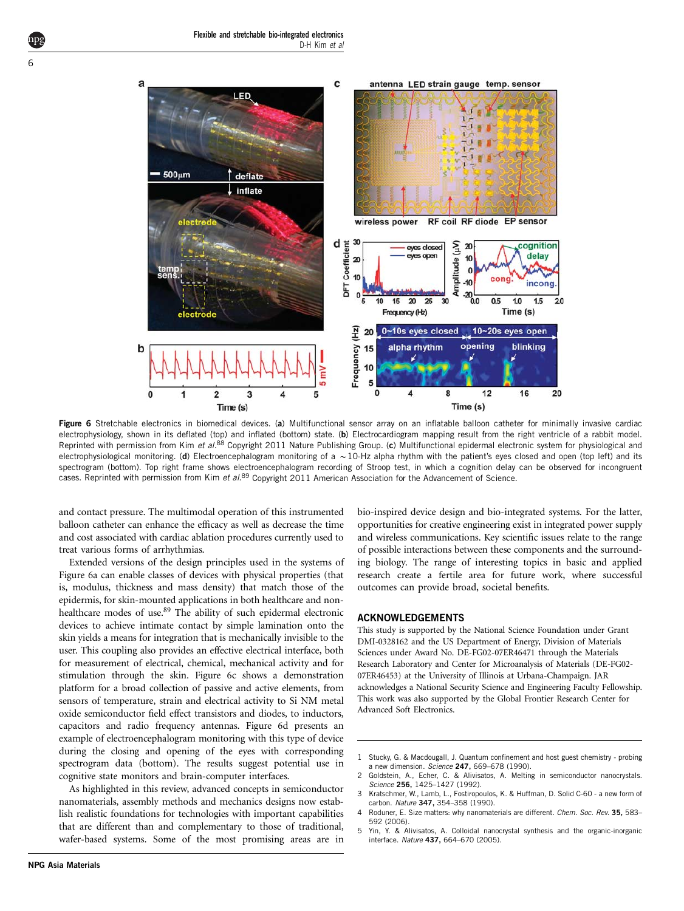a

LED

500μm

deflate

inflate

electrode

temp. sens.

electrode

b

0 1 2 3 4 5

Time (s)

5 mV

c

antenna LED strain gauge temp. sensor

wireless power RF coil RF diode EP sensor

d

DFT Coefficient

30 20 10 0

5 10 15 20 25 30

Frequency (Hz)

eyes closed

eyes open

Amplitude (μV)

20 10 0 -10 -20

0.0 0.5 1.0 1.5 2.0

Time (s)

cognition delay

cong.

incong.

Frequency (Hz)

20 15 10 5

0 4 8 12 16 20

Time (s)

0~10s eyes closed

10~20s eyes open

alpha rhythm

opening

blinking

**Figure 6** Stretchable electronics in biomedical devices. (**a**) Multifunctional sensor array on an inflatable balloon catheter for minimally invasive cardiac electrophysiology, shown in its deflated (top) and inflated (bottom) state. (**b**) Electrocardiogram mapping result from the right ventricle of a rabbit model. Reprinted with permission from Kim *et al.*[88] Copyright 2011 Nature Publishing Group. (**c**) Multifunctional epidermal electronic system for physiological and electrophysiological monitoring. (**d**) Electroencephalogram monitoring of a ~10-Hz alpha rhythm with the patient's eyes closed and open (top left) and its spectrogram (bottom). Top right frame shows electroencephalogram recording of Stroop test, in which a cognition delay can be observed for incongruent cases. Reprinted with permission from Kim *et al.*[89] Copyright 2011 American Association for the Advancement of Science.

and contact pressure. The multimodal operation of this instrumented balloon catheter can enhance the efficacy as well as decrease the time and cost associated with cardiac ablation procedures currently used to treat various forms of arrhythmias.

Extended versions of the design principles used in the systems of Figure 6a can enable classes of devices with physical properties (that is, modulus, thickness and mass density) that match those of the epidermis, for skin-mounted applications in both healthcare and non-healthcare modes of use.[89] The ability of such epidermal electronic devices to achieve intimate contact by simple lamination onto the skin yields a means for integration that is mechanically invisible to the user. This coupling also provides an effective electrical interface, both for measurement of electrical, chemical, mechanical activity and for stimulation through the skin. Figure 6c shows a demonstration platform for a broad collection of passive and active elements, from sensors of temperature, strain and electrical activity to Si NM metal oxide semiconductor field effect transistors and diodes, to inductors, capacitors and radio frequency antennas. Figure 6d presents an example of electroencephalogram monitoring with this type of device during the closing and opening of the eyes with corresponding spectrogram data (bottom). The results suggest potential use in cognitive state monitors and brain-computer interfaces.

As highlighted in this review, advanced concepts in semiconductor nanomaterials, assembly methods and mechanics designs now establish realistic foundations for technologies with important capabilities that are different than and complementary to those of traditional, wafer-based systems. Some of the most promising areas are in bio-inspired device design and bio-integrated systems. For the latter, opportunities for creative engineering exist in integrated power supply and wireless communications. Key scientific issues relate to the range of possible interactions between these components and the surrounding biology. The range of interesting topics in basic and applied research create a fertile area for future work, where successful outcomes can provide broad, societal benefits.

## ACKNOWLEDGEMENTS

This study is supported by the National Science Foundation under Grant DMI-0328162 and the US Department of Energy, Division of Materials Sciences under Award No. DE-FG02-07ER46471 through the Materials Research Laboratory and Center for Microanalysis of Materials (DE-FG02-07ER46453) at the University of Illinois at Urbana-Champaign. JAR acknowledges a National Security Science and Engineering Faculty Fellowship. This work was also supported by the Global Frontier Research Center for Advanced Soft Electronics.

1. Stucky, G. & Macdougall, J. Quantum confinement and host guest chemistry - probing a new dimension. *Science* **247,** 669–678 (1990).
2. Goldstein, A., Echer, C. & Alivisatos, A. Melting in semiconductor nanocrystals. *Science* **256,** 1425–1427 (1992).
3. Kratschmer, W., Lamb, L., Fostiropoulos, K. & Huffman, D. Solid C-60 - a new form of carbon. *Nature* **347,** 354–358 (1990).
4. Roduner, E. Size matters: why nanomaterials are different. *Chem. Soc. Rev.* **35,** 583–592 (2006).
5. Yin, Y. & Alivisatos, A. Colloidal nanocrystal synthesis and the organic-inorganic interface. *Nature* **437,** 664–670 (2005).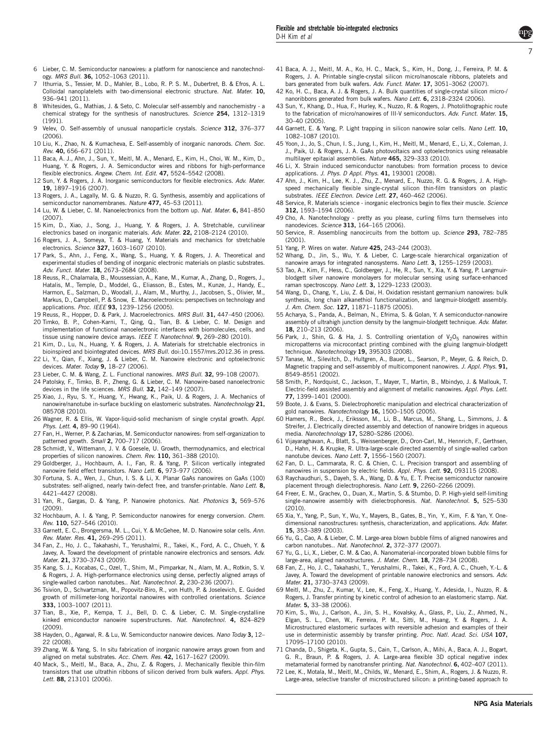6 Lieber, C. M. Semiconductor nanowires: a platform for nanoscience and nanotechnology. *MRS Bull.* **36,** 1052–1063 (2011).

7 Ithurria, S., Tessier, M. D., Mahler, B., Lobo, R. P. S. M., Dubertret, B. & Efros, A. L. Colloidal nanoplatelets with two-dimensional electronic structure. *Nat. Mater.* **10,** 936–941 (2011).

8 Whitesides, G., Mathias, J. & Seto, C. Molecular self-assembly and nanochemistry - a chemical strategy for the synthesis of nanostructures. *Science* **254,** 1312–1319 (1991).

9 Velev, O. Self-assembly of unusual nanoparticle crystals. *Science* **312,** 376–377 (2006).

10 Liu, K., Zhao, N. & Kumacheva, E. Self-assembly of inorganic nanorods. *Chem. Soc. Rev.* **40,** 656–671 (2011).

11 Baca, A. J., Ahn, J., Sun, Y., Meitl, M. A., Menard, E., Kim, H., Choi, W. M., Kim, D., Huang, Y. & Rogers, J. A. Semiconductor wires and ribbons for high-performance flexible electronics. *Angew. Chem. Int. Edit.* **47,** 5524–5542 (2008).

12 Sun, Y. & Rogers, J. A. Inorganic semiconductors for flexible electronics. *Adv. Mater.* **19,** 1897–1916 (2007).

13 Rogers, J. A., Lagally, M. G. & Nuzzo, R. G. Synthesis, assembly and applications of semiconductor nanomembranes. *Nature* **477,** 45–53 (2011).

14 Lu, W. & Lieber, C. M. Nanoelectronics from the bottom up. *Nat. Mater.* **6,** 841–850 (2007).

15 Kim, D., Xiao, J., Song, J., Huang, Y. & Rogers, J. A. Stretchable, curvilinear electronics based on inorganic materials. *Adv. Mater.* **22,** 2108–2124 (2010).

16 Rogers, J. A., Someya, T. & Huang, Y. Materials and mechanics for stretchable electronics. *Science* **327,** 1603–1607 (2010).

17 Park, S., Ahn, J., Feng, X., Wang, S., Huang, Y. & Rogers, J. A. Theoretical and experimental studies of bending of inorganic electronic materials on plastic substrates. *Adv. Funct. Mater.* **18,** 2673–2684 (2008).

18 Reuss, R., Chalamala, B., Moussessian, A., Kane, M., Kumar, A., Zhang, D., Rogers, J., Hatalis, M., Temple, D., Moddel, G., Eliasson, B., Estes, M., Kunze, J., Handy, E., Harmon, E., Salzman, D., Woodall, J., Alam, M., Murthy, J., Jacobsen, S., Olivier, M., Markus, D., Campbell, P. & Snow, E. Macroelectronics: perspectives on technology and applications. *Proc. IEEE* **93,** 1239–1256 (2005).

19 Reuss, R., Hopper, D. & Park, J. Macroelectronics. *MRS Bull.* **31,** 447–450 (2006).

20 Timko, B. P., Cohen-Karni, T., Qing, Q., Tian, B. & Lieber, C. M. Design and implementation of functional nanoelectronic interfaces with biomolecules, cells, and tissue using nanowire device arrays. *IEEE T. Nanotechnol.* **9,** 269–280 (2010).

21 Kim, D., Lu, N., Huang, Y. & Rogers, J. A. Materials for stretchable electronics in bioinspired and biointegrated devices. *MRS Bull.* doi:10.1557/mrs.2012.36 in press.

22 Li, Y., Qian, F., Xiang, J. & Lieber, C. M. Nanowire electronic and optoelectronic devices. *Mater. Today* **9,** 18–27 (2006).

23 Lieber, C. M. & Wang, Z. L. Functional nanowires. *MRS Bull.* **32,** 99–108 (2007).

24 Patolsky, F., Timko, B. P., Zheng, G. & Lieber, C. M. Nanowire-based nanoelectronic devices in the life sciences. *MRS Bull.* **32,** 142–149 (2007).

25 Xiao, J., Ryu, S. Y., Huang, Y., Hwang, K., Paik, U. & Rogers, J. A. Mechanics of nanowire/nanotube in-surface buckling on elastomeric substrates. *Nanotechnology* **21,** 085708 (2010).

26 Wagner, R. & Ellis, W. Vapor-liquid-solid mechanism of single crystal growth. *Appl. Phys. Lett.* **4,** 89–90 (1964).

27 Fan, H., Werner, P. & Zacharias, M. Semiconductor nanowires: from self-organization to patterned growth. *Small* **2,** 700–717 (2006).

28 Schmidt, V., Wittemann, J. V. & Goesele, U. Growth, thermodynamics, and electrical properties of silicon nanowires. *Chem. Rev.* **110,** 361–388 (2010).

29 Goldberger, J., Hochbaum, A. I., Fan, R. & Yang, P. Silicon vertically integrated nanowire field effect transistors. *Nano Lett.* **6,** 973–977 (2006).

30 Fortuna, S. A., Wen, J., Chun, I. S. & Li, X. Planar GaAs nanowires on GaAs (100) substrates: self-aligned, nearly twin-defect free, and transfer-printable. *Nano Lett.* **8,** 4421–4427 (2008).

31 Yan, R., Gargas, D. & Yang, P. Nanowire photonics. *Nat. Photonics* **3,** 569–576 (2009).

32 Hochbaum, A. I. & Yang, P. Semiconductor nanowires for energy conversion. *Chem. Rev.* **110,** 527–546 (2010).

33 Garnett, E. C., Brongersma, M. L., Cui, Y. & McGehee, M. D. Nanowire solar cells. *Ann. Rev. Mater. Res.* **41,** 269–295 (2011).

34 Fan, Z., Ho, J. C., Takahashi, T., Yerushalmi, R., Takei, K., Ford, A. C., Chueh, Y. & Javey, A. Toward the development of printable nanowire electronics and sensors. *Adv. Mater.* **21,** 3730–3743 (2009).

35 Kang, S. J., Kocabas, C., Ozel, T., Shim, M., Pimparkar, N., Alam, M. A., Rotkin, S. V. & Rogers, J. A. High-performance electronics using dense, perfectly aligned arrays of single-walled carbon nanotubes.. *Nat. Nanotechnol.* **2,** 230–236 (2007).

36 Tsivion, D., Schvartzman, M., Popovitz-Biro, R., von Huth, P. & Joselevich, E. Guided growth of millimeter-long horizontal nanowires with controlled orientations. *Science* **333,** 1003–1007 (2011).

37 Tian, B., Xie, P., Kempa, T. J., Bell, D. C. & Lieber, C. M. Single-crystalline kinked emiconductor nanowire superstructures. *Nat. Nanotechnol.* **4,** 824–829 (2009).

38 Hayden, O., Agarwal, R. & Lu, W. Semiconductor nanowire devices. *Nano Today* **3,** 12–22 (2008).

39 Zhang, W. & Yang, S. In situ fabrication of inorganic nanowire arrays grown from and aligned on metal substrates. *Acc. Chem. Res.* **42,** 1617–1627 (2009).

40 Mack, S., Meitl, M., Baca, A., Zhu, Z. & Rogers, J. Mechanically flexible thin-film transistors that use ultrathin ribbons of silicon derived from bulk wafers. *Appl. Phys. Lett.* **88,** 213101 (2006).

41 Baca, A. J., Meitl, M. A., Ko, H. C., Mack, S., Kim, H., Dong, J., Ferreira, P. M. & Rogers, J. A. Printable single-crystal silicon micro/nanoscale ribbons, platelets and bars generated from bulk wafers. *Adv. Funct. Mater.* **17,** 3051–3062 (2007).

42 Ko, H. C., Baca, A. J. & Rogers, J. A. Bulk quantities of single-crystal silicon micro-/nanoribbons generated from bulk wafers. *Nano Lett.* **6,** 2318–2324 (2006).

43 Sun, Y., Khang, D., Hua, F., Hurley, K., Nuzzo, R. & Rogers, J. Photolithographic route to the fabrication of micro/nanowires of III-V semiconductors. *Adv. Funct. Mater.* **15,** 30–40 (2005).

44 Garnett, E. & Yang, P. Light trapping in silicon nanowire solar cells. *Nano Lett.* **10,** 1082–1087 (2010).

45 Yoon, J., Jo, S., Chun, I. S., Jung, I., Kim, H., Meitl, M., Menard, E., Li, X., Coleman, J. J., Paik, U. & Rogers, J. A. GaAs photovoltaics and optoelectronics using releasable multilayer epitaxial assemblies. *Nature* **465,** 329–333 (2010).

46 Li, X. Strain induced semiconductor nanotubes: from formation process to device applications. *J. Phys. D Appl. Phys.* **41,** 193001 (2008).

47 Ahn, J., Kim, H., Lee, K. J., Zhu, Z., Menard, E., Nuzzo, R. G. & Rogers, J. A. High-speed mechanically flexible single-crystal silicon thin-film transistors on plastic substrates. *IEEE Electron. Device Lett.* **27,** 460–462 (2006).

48 Service, R. Materials science - inorganic electronics begin to flex their muscle. *Science* **312,** 1593–1594 (2006).

49 Cho, A. Nanotechnology - pretty as you please, curling films turn themselves into nanodevices. *Science* **313,** 164–165 (2006).

50 Service, R. Assembling nanocircuits from the bottom up. *Science* **293,** 782–785 (2001).

51 Yang, P. Wires on water. *Nature* **425,** 243–244 (2003).

52 Whang, D., Jin, S., Wu, Y. & Lieber, C. Large-scale hierarchical organization of nanowire arrays for integrated nanosystems. *Nano Lett.* **3,** 1255–1259 (2003).

53 Tao, A., Kim, F., Hess, C., Goldberger, J., He, R., Sun, Y., Xia, Y. & Yang, P. Langmuir-blodgett silver nanowire monolayers for molecular sensing using surface-enhanced raman spectroscopy. *Nano Lett.* **3,** 1229–1233 (2003).

54 Wang, D., Chang, Y., Liu, Z. & Dai, H. Oxidation resistant germanium nanowires: bulk synthesis, long chain alkanethiol functionalization, and langmuir-blodgett assembly. *J. Am. Chem. Soc.* **127,** 11871–11875 (2005).

55 Acharya, S., Panda, A., Belman, N., Efrima, S. & Golan, Y. A semiconductor-nanowire assembly of ultrahigh junction density by the langmuir-blodgett technique. *Adv. Mater.* **18,** 210–213 (2006).

56 Park, J., Shin, G. & Ha, J. S. Controlling orientation of $V_2O_5$ nanowires within micropatterns via microcontact printing combined with the gluing langmuir-blodgett technique. *Nanotechnology* **19,** 395303 (2008).

57 Tanase, M., Silevitch, D., Hultgren, A., Bauer, L., Searson, P., Meyer, G. & Reich, D. Magnetic trapping and self-assembly of multicomponent nanowires. *J. Appl. Phys.* **91,** 8549–8551 (2002).

58 Smith, P., Nordquist, C., Jackson, T., Mayer, T., Martin, B., Mbindyo, J. & Mallouk, T. Electric-field assisted assembly and alignment of metallic nanowires. *Appl. Phys. Lett.* **77,** 1399–1401 (2000).

59 Boote, J. & Evans, S. Dielectrophoretic manipulation and electrical characterization of gold nanowires. *Nanotechnology* **16,** 1500–1505 (2005).

60 Hamers, R., Beck, J., Eriksson, M., Li, B., Marcus, M., Shang, L., Simmons, J. & Streifer, J. Electrically directed assembly and detection of nanowire bridges in aqueous media. *Nanotechnology* **17,** S280–S286 (2006).

61 Vijayaraghavan, A., Blatt, S., Weissenberger, D., Oron-Carl, M., Hennrich, F., Gerthsen, D., Hahn, H. & Krupke, R. Ultra-large-scale directed assembly of single-walled carbon nanotube devices. *Nano Lett.* **7,** 1556–1560 (2007).

62 Fan, D. L., Cammarata, R. C. & Chien, C. L. Precision transport and assembling of nanowires in suspension by electric fields. *Appl. Phys. Lett.* **92,** 093115 (2008).

63 Raychaudhuri, S., Dayeh, S. A., Wang, D. & Yu, E. T. Precise semiconductor nanowire placement through dielectrophoresis. *Nano Lett.* **9,** 2260–2266 (2009).

64 Freer, E. M., Grachev, O., Duan, X., Martin, S. & Stumbo, D. P. High-yield self-limiting single-nanowire assembly with dielectrophoresis. *Nat. Nanotechnol.* **5,** 525–530 (2010).

65 Xia, Y., Yang, P., Sun, Y., Wu, Y., Mayers, B., Gates, B., Yin, Y., Kim, F. & Yan, Y. One-dimensional nanostructures: synthesis, characterization, and applications. *Adv. Mater.* **15,** 353–389 (2003).

66 Yu, G., Cao, A. & Lieber, C. M. Large-area blown bubble films of aligned nanowires and carbon nanotubes.. *Nat. Nanotechnol.* **2,** 372–377 (2007).

67 Yu, G., Li, X., Lieber, C. M. & Cao, A. Nanomaterial-incorporated blown bubble films for large-area, aligned nanostructures. *J. Mater. Chem.* **18,** 728–734 (2008).

68 Fan, Z., Ho, J. C., Takahashi, T., Yerushalmi, R., Takei, K., Ford, A. C., Chueh, Y.-L. & Javey, A. Toward the development of printable nanowire electronics and sensors. *Adv. Mater.* **21,** 3730–3743 (2009).

69 Meitl, M., Zhu, Z., Kumar, V., Lee, K., Feng, X., Huang, Y., Adesida, I., Nuzzo, R. & Rogers, J. Transfer printing by kinetic control of adhesion to an elastomeric stamp. *Nat. Mater.* **5,** 33–38 (2006).

70 Kim, S., Wu, J., Carlson, A., Jin, S. H., Kovalsky, A., Glass, P., Liu, Z., Ahmed, N., Elgan, S. L., Chen, W., Ferreira, P. M., Sitti, M., Huang, Y. & Rogers, J. A. Microstructured elastomeric surfaces with reversible adhesion and examples of their use in deterministic assembly by transfer printing. *Proc. Natl. Acad. Sci. USA* **107,** 17095–17100 (2010).

71 Chanda, D., Shigeta, K., Gupta, S., Cain, T., Carlson, A., Mihi, A., Baca, A. J., Bogart, G. R., Braun, P. & Rogers, J. A. Large-area flexible 3D optical negative index metamaterial formed by nanotransfer printing. *Nat. Nanotechnol.* **6,** 402–407 (2011).

72 Lee, K., Motala, M., Meitl, M., Childs, W., Menard, E., Shim, A., Rogers, J. & Nuzzo, R. Large-area, selective transfer of microstructured silicon: a printing-based approach to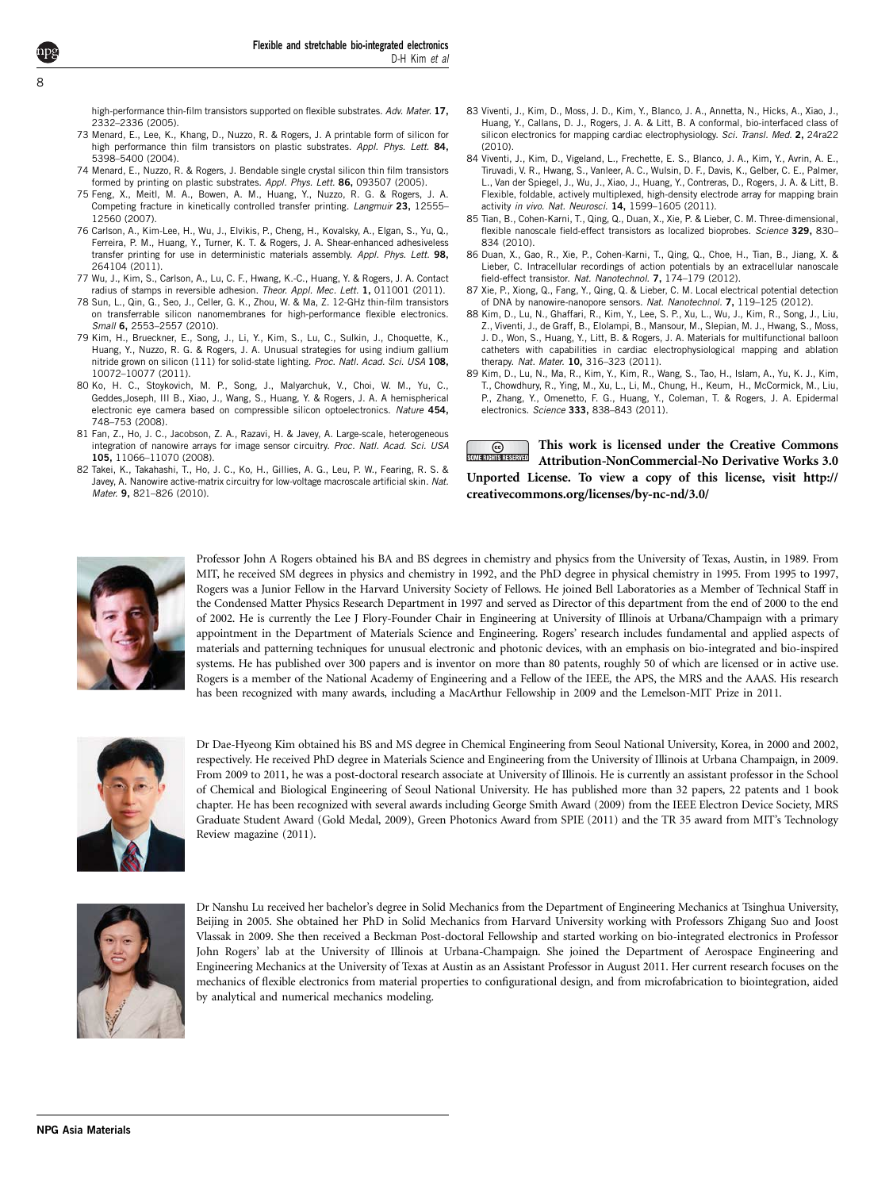high-performance thin-film transistors supported on flexible substrates. *Adv. Mater.* **17,** 2332–2336 (2005).

73 Menard, E., Lee, K., Khang, D., Nuzzo, R. & Rogers, J. A printable form of silicon for high performance thin film transistors on plastic substrates. *Appl. Phys. Lett.* **84,** 5398–5400 (2004).

74 Menard, E., Nuzzo, R. & Rogers, J. Bendable single crystal silicon thin film transistors formed by printing on plastic substrates. *Appl. Phys. Lett.* **86,** 093507 (2005).

75 Feng, X., Meitl, M. A., Bowen, A. M., Huang, Y., Nuzzo, R. G. & Rogers, J. A. Competing fracture in kinetically controlled transfer printing. *Langmuir* **23,** 12555–12560 (2007).

76 Carlson, A., Kim-Lee, H., Wu, J., Elvikis, P., Cheng, H., Kovalsky, A., Elgan, S., Yu, Q., Ferreira, P. M., Huang, Y., Turner, K. T. & Rogers, J. A. Shear-enhanced adhesiveless transfer printing for use in deterministic materials assembly. *Appl. Phys. Lett.* **98,** 264104 (2011).

77 Wu, J., Kim, S., Carlson, A., Lu, C. F., Hwang, K.-C., Huang, Y. & Rogers, J. A. Contact radius of stamps in reversible adhesion. *Theor. Appl. Mec. Lett.* **1,** 011001 (2011).

78 Sun, L., Qin, G., Seo, J., Celler, G. K., Zhou, W. & Ma, Z. 12-GHz thin-film transistors on transferrable silicon nanomembranes for high-performance flexible electronics. *Small* **6,** 2553–2557 (2010).

79 Kim, H., Brueckner, E., Song, J., Li, Y., Kim, S., Lu, C., Sulkin, J., Choquette, K., Huang, Y., Nuzzo, R. G. & Rogers, J. A. Unusual strategies for using indium gallium nitride grown on silicon (111) for solid-state lighting. *Proc. Natl. Acad. Sci. USA* **108,** 10072–10077 (2011).

80 Ko, H. C., Stoykovich, M. P., Song, J., Malyarchuk, V., Choi, W. M., Yu, C., Geddes,Joseph, III B., Xiao, J., Wang, S., Huang, Y. & Rogers, J. A. A hemispherical electronic eye camera based on compressible silicon optoelectronics. *Nature* **454,** 748–753 (2008).

81 Fan, Z., Ho, J. C., Jacobson, Z. A., Razavi, H. & Javey, A. Large-scale, heterogeneous integration of nanowire arrays for image sensor circuitry. *Proc. Natl. Acad. Sci. USA* **105,** 11066–11070 (2008).

82 Takei, K., Takahashi, T., Ho, J. C., Ko, H., Gillies, A. G., Leu, P. W., Fearing, R. S. & Javey, A. Nanowire active-matrix circuitry for low-voltage macroscale artificial skin. *Nat. Mater.* **9,** 821–826 (2010).

83 Viventi, J., Kim, D., Moss, J. D., Kim, Y., Blanco, J. A., Annetta, N., Hicks, A., Xiao, J., Huang, Y., Callans, D. J., Rogers, J. A. & Litt, B. A conformal, bio-interfaced class of silicon electronics for mapping cardiac electrophysiology. *Sci. Transl. Med.* **2,** 24ra22 (2010).

84 Viventi, J., Kim, D., Vigeland, L., Frechette, E. S., Blanco, J. A., Kim, Y., Avrin, A. E., Tiruvadi, V. R., Hwang, S., Vanleer, A. C., Wulsin, D. F., Davis, K., Gelber, C. E., Palmer, L., Van der Spiegel, J., Wu, J., Xiao, J., Huang, Y., Contreras, D., Rogers, J. A. & Litt, B. Flexible, foldable, actively multiplexed, high-density electrode array for mapping brain activity *in vivo*. *Nat. Neurosci.* **14,** 1599–1605 (2011).

85 Tian, B., Cohen-Karni, T., Qing, Q., Duan, X., Xie, P. & Lieber, C. M. Three-dimensional, flexible nanoscale field-effect transistors as localized bioprobes. *Science* **329,** 830–834 (2010).

86 Duan, X., Gao, R., Xie, P., Cohen-Karni, T., Qing, Q., Choe, H., Tian, B., Jiang, X. & Lieber, C. Intracellular recordings of action potentials by an extracellular nanoscale field-effect transistor. *Nat. Nanotechnol.* **7,** 174–179 (2012).

87 Xie, P., Xiong, Q., Fang, Y., Qing, Q. & Lieber, C. M. Local electrical potential detection of DNA by nanowire-nanopore sensors. *Nat. Nanotechnol.* **7,** 119–125 (2012).

88 Kim, D., Lu, N., Ghaffari, R., Kim, Y., Lee, S. P., Xu, L., Wu, J., Kim, R., Song, J., Liu, Z., Viventi, J., de Graff, B., Elolampi, B., Mansour, M., Slepian, M. J., Hwang, S., Moss, J. D., Won, S., Huang, Y., Litt, B. & Rogers, J. A. Materials for multifunctional balloon catheters with capabilities in cardiac electrophysiological mapping and ablation therapy. *Nat. Mater.* **10,** 316–323 (2011).

89 Kim, D., Lu, N., Ma, R., Kim, Y., Kim, R., Wang, S., Tao, H., Islam, A., Yu, K. J., Kim, T., Chowdhury, R., Ying, M., Xu, L., Li, M., Chung, H., Keum, H., McCormick, M., Liu, P., Zhang, Y., Omenetto, F. G., Huang, Y., Coleman, T. & Rogers, J. A. Epidermal electronics. *Science* **333,** 838–843 (2011).

**This work is licensed under the Creative Commons Attribution-NonCommercial-No Derivative Works 3.0 Unported License. To view a copy of this license, visit http://creativecommons.org/licenses/by-nc-nd/3.0/**

Professor John A Rogers obtained his BA and BS degrees in chemistry and physics from the University of Texas, Austin, in 1989. From MIT, he received SM degrees in physics and chemistry in 1992, and the PhD degree in physical chemistry in 1995. From 1995 to 1997, Rogers was a Junior Fellow in the Harvard University Society of Fellows. He joined Bell Laboratories as a Member of Technical Staff in the Condensed Matter Physics Research Department in 1997 and served as Director of this department from the end of 2000 to the end of 2002. He is currently the Lee J Flory-Founder Chair in Engineering at University of Illinois at Urbana/Champaign with a primary appointment in the Department of Materials Science and Engineering. Rogers' research includes fundamental and applied aspects of materials and patterning techniques for unusual electronic and photonic devices, with an emphasis on bio-integrated and bio-inspired systems. He has published over 300 papers and is inventor on more than 80 patents, roughly 50 of which are licensed or in active use. Rogers is a member of the National Academy of Engineering and a Fellow of the IEEE, the APS, the MRS and the AAAS. His research has been recognized with many awards, including a MacArthur Fellowship in 2009 and the Lemelson-MIT Prize in 2011.

Dr Dae-Hyeong Kim obtained his BS and MS degree in Chemical Engineering from Seoul National University, Korea, in 2000 and 2002, respectively. He received PhD degree in Materials Science and Engineering from the University of Illinois at Urbana Champaign, in 2009. From 2009 to 2011, he was a post-doctoral research associate at University of Illinois. He is currently an assistant professor in the School of Chemical and Biological Engineering of Seoul National University. He has published more than 32 papers, 22 patents and 1 book chapter. He has been recognized with several awards including George Smith Award (2009) from the IEEE Electron Device Society, MRS Graduate Student Award (Gold Medal, 2009), Green Photonics Award from SPIE (2011) and the TR 35 award from MIT's Technology Review magazine (2011).

Dr Nanshu Lu received her bachelor's degree in Solid Mechanics from the Department of Engineering Mechanics at Tsinghua University, Beijing in 2005. She obtained her PhD in Solid Mechanics from Harvard University working with Professors Zhigang Suo and Joost Vlassak in 2009. She then received a Beckman Post-doctoral Fellowship and started working on bio-integrated electronics in Professor John Rogers' lab at the University of Illinois at Urbana-Champaign. She joined the Department of Aerospace Engineering and Engineering Mechanics at the University of Texas at Austin as an Assistant Professor in August 2011. Her current research focuses on the mechanics of flexible electronics from material properties to configurational design, and from microfabrication to biointegration, aided by analytical and numerical mechanics modeling.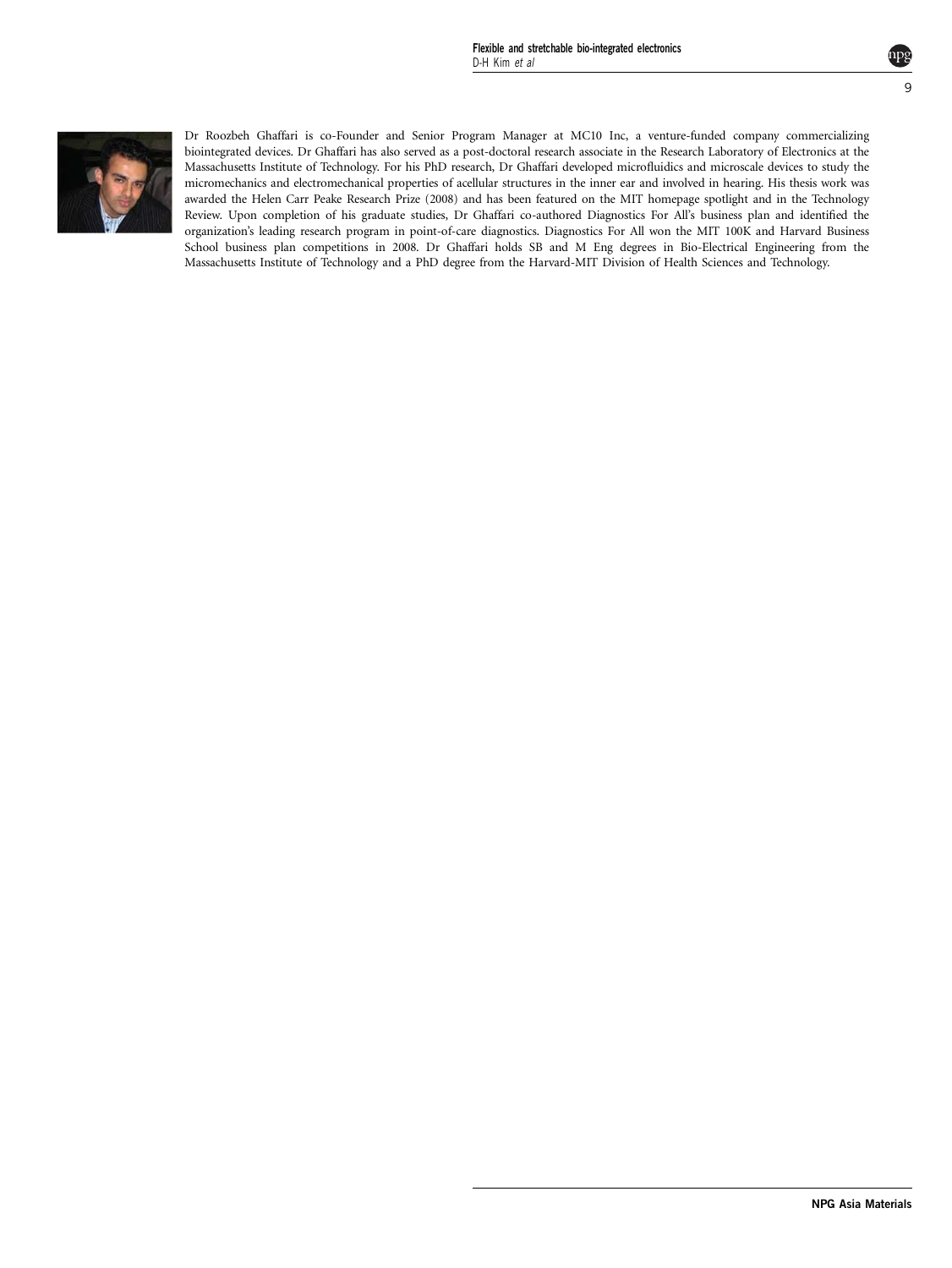Dr Roozbeh Ghaffari is co-Founder and Senior Program Manager at MC10 Inc, a venture-funded company commercializing biointegrated devices. Dr Ghaffari has also served as a post-doctoral research associate in the Research Laboratory of Electronics at the Massachusetts Institute of Technology. For his PhD research, Dr Ghaffari developed microfluidics and microscale devices to study the micromechanics and electromechanical properties of acellular structures in the inner ear and involved in hearing. His thesis work was awarded the Helen Carr Peake Research Prize (2008) and has been featured on the MIT homepage spotlight and in the Technology Review. Upon completion of his graduate studies, Dr Ghaffari co-authored Diagnostics For All's business plan and identified the organization's leading research program in point-of-care diagnostics. Diagnostics For All won the MIT 100K and Harvard Business School business plan competitions in 2008. Dr Ghaffari holds SB and M Eng degrees in Bio-Electrical Engineering from the Massachusetts Institute of Technology and a PhD degree from the Harvard-MIT Division of Health Sciences and Technology.